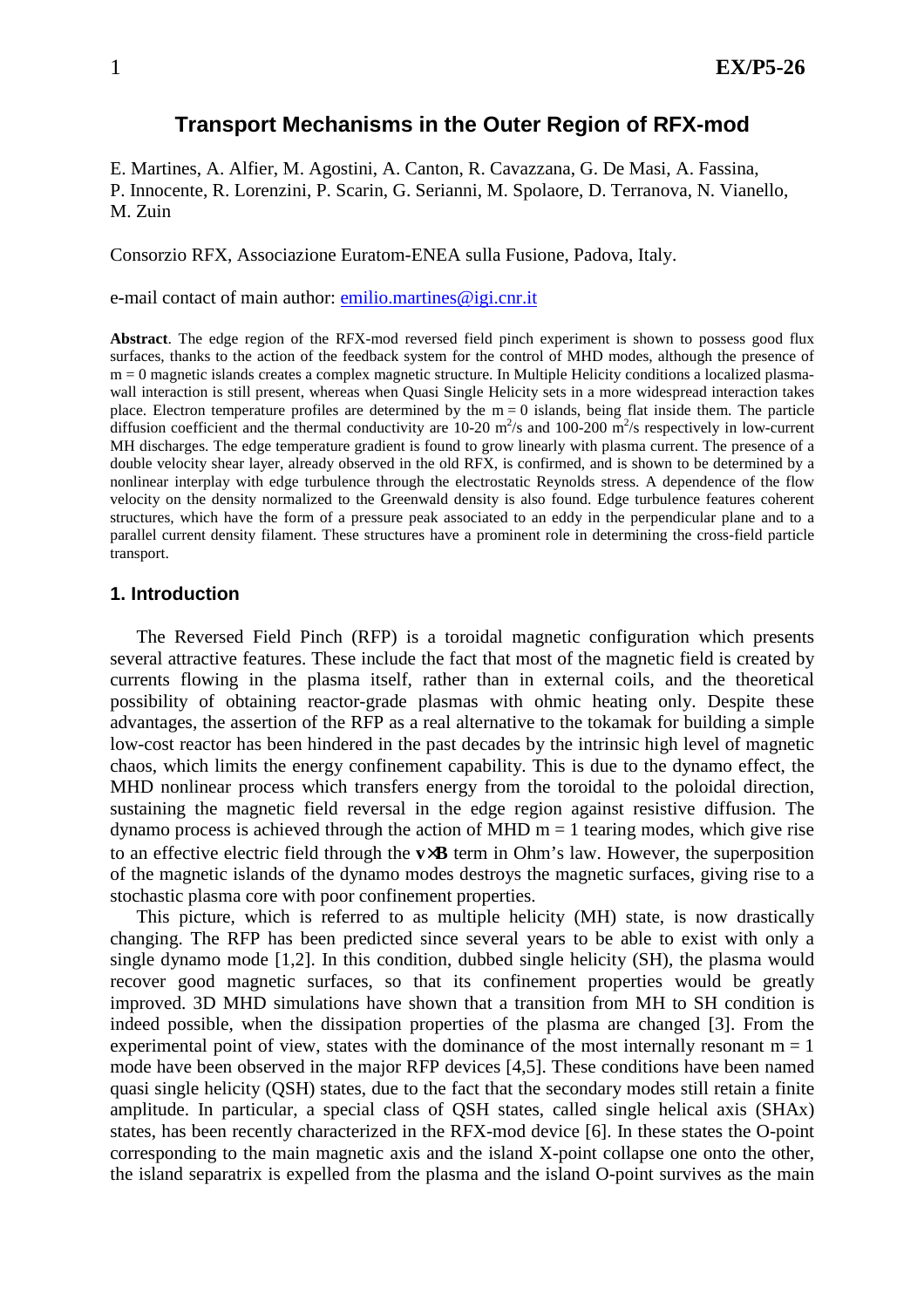# Transport Mechanisms in the Outer Region of RFX-mod

E. Martines, A. Alfier, M. Agostini, A. Canton, R. Cavazzana, G. De Masi, A. Fassina, P. Innocente, R. Lorenzini, P. Scarin, G. Serianni, M. Spolaore, D. Terranova, N. Vianello, M. Zuin

Consorzio RFX, Associazione Euratom-ENEA sulla Fusione, Padova, Italy.

e-mail contact of main author: emilio.martines@igi.cnr.it

**Abstract**. The edge region of the RFX-mod reversed field pinch experiment is shown to possess good flux surfaces, thanks to the action of the feedback system for the control of MHD modes, although the presence of $m = 0$ magnetic islands creates a complex magnetic structure. In Multiple Helicity conditions a localized plasma-wall interaction is still present, whereas when Quasi Single Helicity sets in a more widespread interaction takes place. Electron temperature profiles are determined by the $m = 0$ islands, being flat inside them. The particle diffusion coefficient and the thermal conductivity are 10-20 $m^2/s$ and 100-200 $m^2/s$ respectively in low-current MH discharges. The edge temperature gradient is found to grow linearly with plasma current. The presence of a double velocity shear layer, already observed in the old RFX, is confirmed, and is shown to be determined by a nonlinear interplay with edge turbulence through the electrostatic Reynolds stress. A dependence of the flow velocity on the density normalized to the Greenwald density is also found. Edge turbulence features coherent structures, which have the form of a pressure peak associated to an eddy in the perpendicular plane and to a parallel current density filament. These structures have a prominent role in determining the cross-field particle transport.

## 1. Introduction

The Reversed Field Pinch (RFP) is a toroidal magnetic configuration which presents several attractive features. These include the fact that most of the magnetic field is created by currents flowing in the plasma itself, rather than in external coils, and the theoretical possibility of obtaining reactor-grade plasmas with ohmic heating only. Despite these advantages, the assertion of the RFP as a real alternative to the tokamak for building a simple low-cost reactor has been hindered in the past decades by the intrinsic high level of magnetic chaos, which limits the energy confinement capability. This is due to the dynamo effect, the MHD nonlinear process which transfers energy from the toroidal to the poloidal direction, sustaining the magnetic field reversal in the edge region against resistive diffusion. The dynamo process is achieved through the action of MHD $m = 1$ tearing modes, which give rise to an effective electric field through the $\mathbf{v}\times\mathbf{B}$ term in Ohm's law. However, the superposition of the magnetic islands of the dynamo modes destroys the magnetic surfaces, giving rise to a stochastic plasma core with poor confinement properties.

This picture, which is referred to as multiple helicity (MH) state, is now drastically changing. The RFP has been predicted since several years to be able to exist with only a single dynamo mode [1,2]. In this condition, dubbed single helicity (SH), the plasma would recover good magnetic surfaces, so that its confinement properties would be greatly improved. 3D MHD simulations have shown that a transition from MH to SH condition is indeed possible, when the dissipation properties of the plasma are changed [3]. From the experimental point of view, states with the dominance of the most internally resonant $m = 1$ mode have been observed in the major RFP devices [4,5]. These conditions have been named quasi single helicity (QSH) states, due to the fact that the secondary modes still retain a finite amplitude. In particular, a special class of QSH states, called single helical axis (SHAx) states, has been recently characterized in the RFX-mod device [6]. In these states the O-point corresponding to the main magnetic axis and the island X-point collapse one onto the other, the island separatrix is expelled from the plasma and the island O-point survives as the main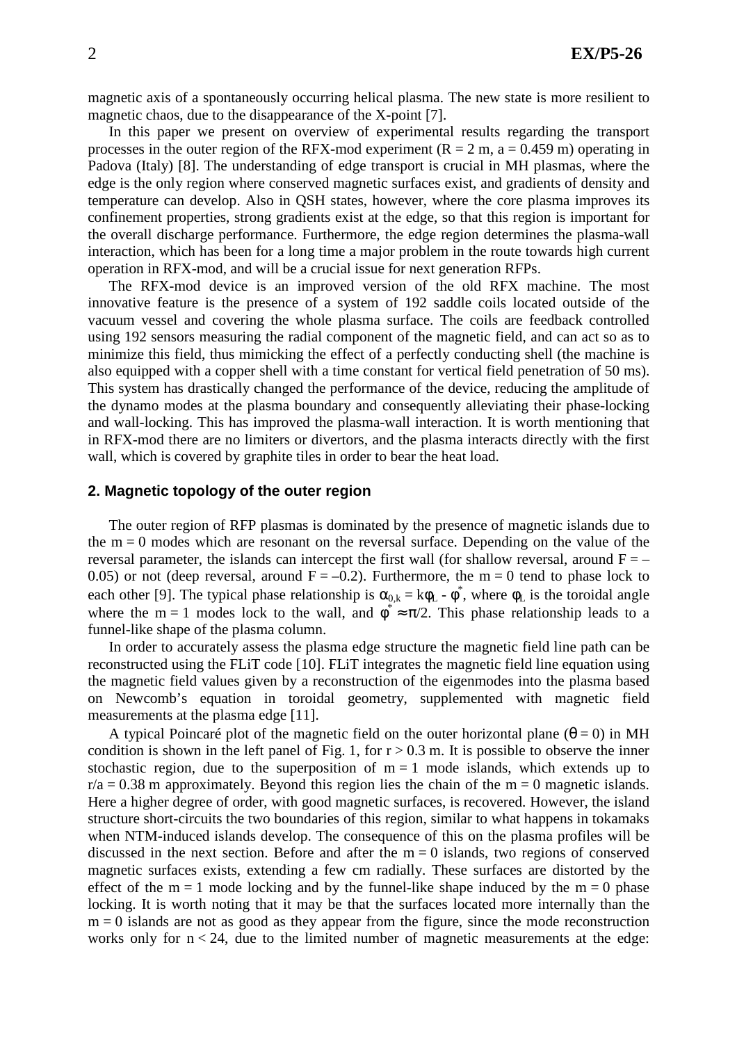magnetic axis of a spontaneously occurring helical plasma. The new state is more resilient to magnetic chaos, due to the disappearance of the X-point [7].

In this paper we present on overview of experimental results regarding the transport processes in the outer region of the RFX-mod experiment ($R = 2$ m, $a = 0.459$ m) operating in Padova (Italy) [8]. The understanding of edge transport is crucial in MH plasmas, where the edge is the only region where conserved magnetic surfaces exist, and gradients of density and temperature can develop. Also in QSH states, however, where the core plasma improves its confinement properties, strong gradients exist at the edge, so that this region is important for the overall discharge performance. Furthermore, the edge region determines the plasma-wall interaction, which has been for a long time a major problem in the route towards high current operation in RFX-mod, and will be a crucial issue for next generation RFPs.

The RFX-mod device is an improved version of the old RFX machine. The most innovative feature is the presence of a system of 192 saddle coils located outside of the vacuum vessel and covering the whole plasma surface. The coils are feedback controlled using 192 sensors measuring the radial component of the magnetic field, and can act so as to minimize this field, thus mimicking the effect of a perfectly conducting shell (the machine is also equipped with a copper shell with a time constant for vertical field penetration of 50 ms). This system has drastically changed the performance of the device, reducing the amplitude of the dynamo modes at the plasma boundary and consequently alleviating their phase-locking and wall-locking. This has improved the plasma-wall interaction. It is worth mentioning that in RFX-mod there are no limiters or divertors, and the plasma interacts directly with the first wall, which is covered by graphite tiles in order to bear the heat load.

## 2. Magnetic topology of the outer region

The outer region of RFP plasmas is dominated by the presence of magnetic islands due to the $m = 0$ modes which are resonant on the reversal surface. Depending on the value of the reversal parameter, the islands can intercept the first wall (for shallow reversal, around $F = -0.05$) or not (deep reversal, around $F = -0.2$). Furthermore, the $m = 0$ tend to phase lock to each other [9]. The typical phase relationship is $\alpha_{0,k} = k\phi_L - \phi^*$, where $\phi_L$ is the toroidal angle where the $m = 1$ modes lock to the wall, and $\phi^* \approx \pi/2$. This phase relationship leads to a funnel-like shape of the plasma column.

In order to accurately assess the plasma edge structure the magnetic field line path can be reconstructed using the FLiT code [10]. FLiT integrates the magnetic field line equation using the magnetic field values given by a reconstruction of the eigenmodes into the plasma based on Newcomb's equation in toroidal geometry, supplemented with magnetic field measurements at the plasma edge [11].

A typical Poincaré plot of the magnetic field on the outer horizontal plane ($\theta = 0$) in MH condition is shown in the left panel of Fig. 1, for $r > 0.3$ m. It is possible to observe the inner stochastic region, due to the superposition of $m = 1$ mode islands, which extends up to $r/a = 0.38$ m approximately. Beyond this region lies the chain of the $m = 0$ magnetic islands. Here a higher degree of order, with good magnetic surfaces, is recovered. However, the island structure short-circuits the two boundaries of this region, similar to what happens in tokamaks when NTM-induced islands develop. The consequence of this on the plasma profiles will be discussed in the next section. Before and after the $m = 0$ islands, two regions of conserved magnetic surfaces exists, extending a few cm radially. These surfaces are distorted by the effect of the $m = 1$ mode locking and by the funnel-like shape induced by the $m = 0$ phase locking. It is worth noting that it may be that the surfaces located more internally than the $m = 0$ islands are not as good as they appear from the figure, since the mode reconstruction works only for $n < 24$, due to the limited number of magnetic measurements at the edge: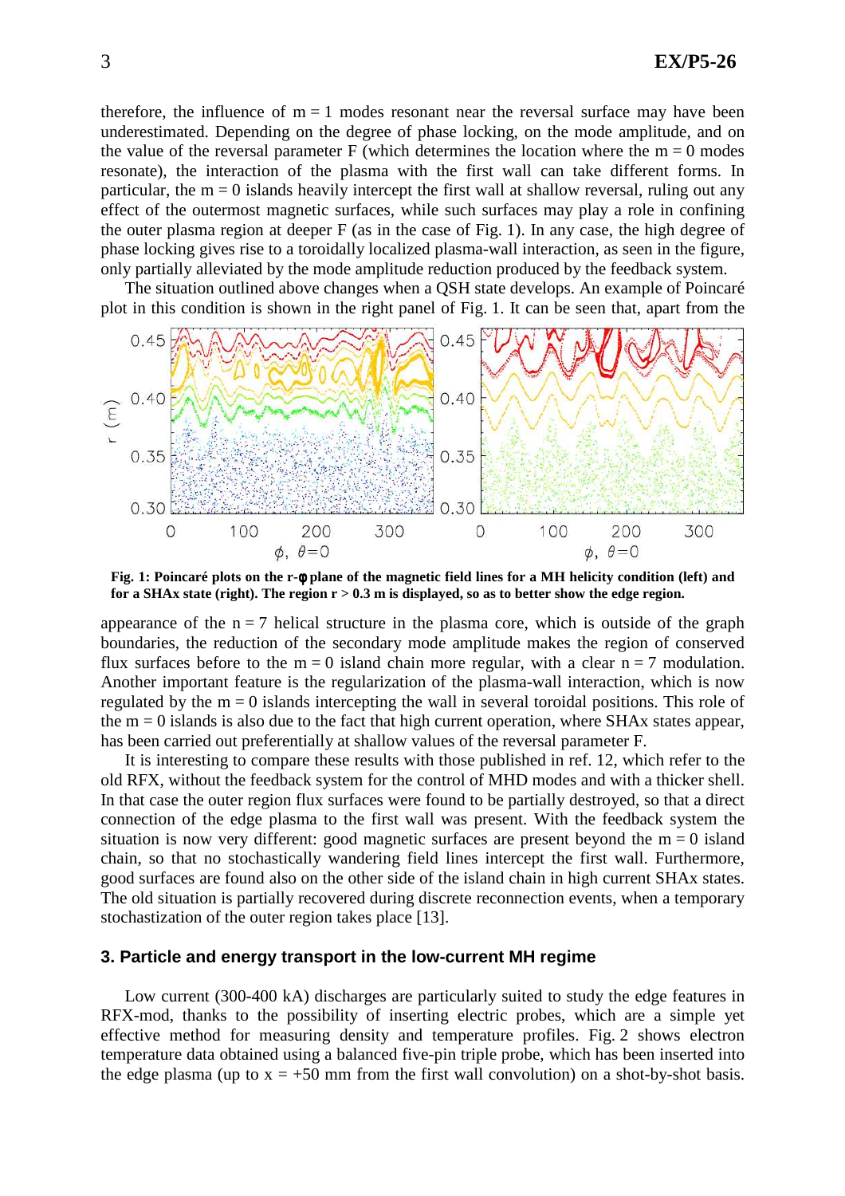therefore, the influence of $m = 1$ modes resonant near the reversal surface may have been underestimated. Depending on the degree of phase locking, on the mode amplitude, and on the value of the reversal parameter F (which determines the location where the $m = 0$ modes resonate), the interaction of the plasma with the first wall can take different forms. In particular, the $m = 0$ islands heavily intercept the first wall at shallow reversal, ruling out any effect of the outermost magnetic surfaces, while such surfaces may play a role in confining the outer plasma region at deeper F (as in the case of Fig. 1). In any case, the high degree of phase locking gives rise to a toroidally localized plasma-wall interaction, as seen in the figure, only partially alleviated by the mode amplitude reduction produced by the feedback system.

The situation outlined above changes when a QSH state develops. An example of Poincaré plot in this condition is shown in the right panel of Fig. 1. It can be seen that, apart from the appearance of the $n = 7$ helical structure in the plasma core, which is outside of the graph boundaries, the reduction of the secondary mode amplitude makes the region of conserved flux surfaces before to the $m = 0$ island chain more regular, with a clear $n = 7$ modulation. Another important feature is the regularization of the plasma-wall interaction, which is now regulated by the $m = 0$ islands intercepting the wall in several toroidal positions. This role of the $m = 0$ islands is also due to the fact that high current operation, where SHAx states appear, has been carried out preferentially at shallow values of the reversal parameter F.

**Fig. 1: Poincaré plots on the r-$\phi$ plane of the magnetic field lines for a MH helicity condition (left) and for a SHAx state (right). The region r > 0.3 m is displayed, so as to better show the edge region.**

It is interesting to compare these results with those published in ref. 12, which refer to the old RFX, without the feedback system for the control of MHD modes and with a thicker shell. In that case the outer region flux surfaces were found to be partially destroyed, so that a direct connection of the edge plasma to the first wall was present. With the feedback system the situation is now very different: good magnetic surfaces are present beyond the $m = 0$ island chain, so that no stochastically wandering field lines intercept the first wall. Furthermore, good surfaces are found also on the other side of the island chain in high current SHAx states. The old situation is partially recovered during discrete reconnection events, when a temporary stochastization of the outer region takes place [13].

## 3. Particle and energy transport in the low-current MH regime

Low current (300-400 kA) discharges are particularly suited to study the edge features in RFX-mod, thanks to the possibility of inserting electric probes, which are a simple yet effective method for measuring density and temperature profiles. Fig. 2 shows electron temperature data obtained using a balanced five-pin triple probe, which has been inserted into the edge plasma (up to x = +50 mm from the first wall convolution) on a shot-by-shot basis.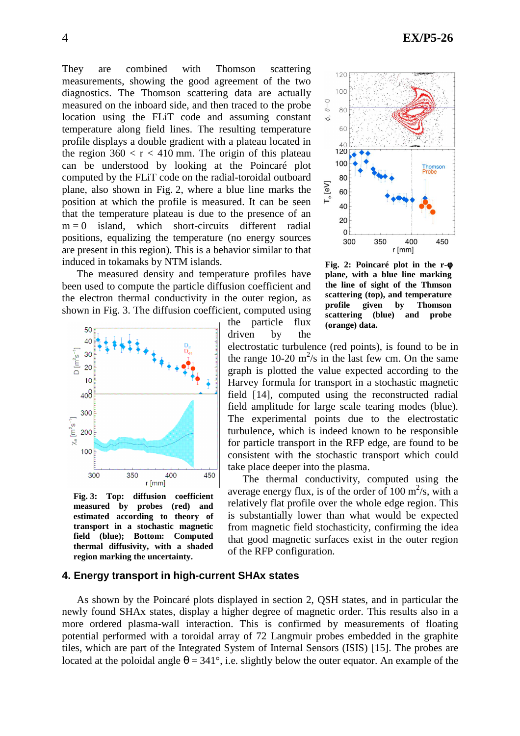They are combined with Thomson scattering measurements, showing the good agreement of the two diagnostics. The Thomson scattering data are actually measured on the inboard side, and then traced to the probe location using the FLiT code and assuming constant temperature along field lines. The resulting temperature profile displays a double gradient with a plateau located in the region 360 < r < 410 mm. The origin of this plateau can be understood by looking at the Poincaré plot computed by the FLiT code on the radial-toroidal outboard plane, also shown in Fig. 2, where a blue line marks the position at which the profile is measured. It can be seen that the temperature plateau is due to the presence of an m = 0 island, which short-circuits different radial positions, equalizing the temperature (no energy sources are present in this region). This is a behavior similar to that induced in tokamaks by NTM islands.

The measured density and temperature profiles have been used to compute the particle diffusion coefficient and the electron thermal conductivity in the outer region, as shown in Fig. 3. The diffusion coefficient, computed using the particle flux driven by the electrostatic turbulence (red points), is found to be in the range 10-20 $m^2$/s in the last few cm. On the same graph is plotted the value expected according to the Harvey formula for transport in a stochastic magnetic field [14], computed using the reconstructed radial field amplitude for large scale tearing modes (blue). The experimental points due to the electrostatic turbulence, which is indeed known to be responsible for particle transport in the RFP edge, are found to be consistent with the stochastic transport which could take place deeper into the plasma.

The thermal conductivity, computed using the average energy flux, is of the order of 100 $m^2$/s, with a relatively flat profile over the whole edge region. This is substantially lower than what would be expected from magnetic field stochasticity, confirming the idea that good magnetic surfaces exist in the outer region of the RFP configuration.

**Fig. 2: Poincaré plot in the r-φ plane, with a blue line marking the line of sight of the Thmson scattering (top), and temperature profile given by Thomson scattering (blue) and probe (orange) data.**

**Fig. 3: Top: diffusion coefficient measured by probes (red) and estimated according to theory of transport in a stochastic magnetic field (blue); Bottom: Computed thermal diffusivity, with a shaded region marking the uncertainty.**

## 4. Energy transport in high-current SHAx states

As shown by the Poincaré plots displayed in section 2, QSH states, and in particular the newly found SHAx states, display a higher degree of magnetic order. This results also in a more ordered plasma-wall interaction. This is confirmed by measurements of floating potential performed with a toroidal array of 72 Langmuir probes embedded in the graphite tiles, which are part of the Integrated System of Internal Sensors (ISIS) [15]. The probes are located at the poloidal angle θ = 341°, i.e. slightly below the outer equator. An example of the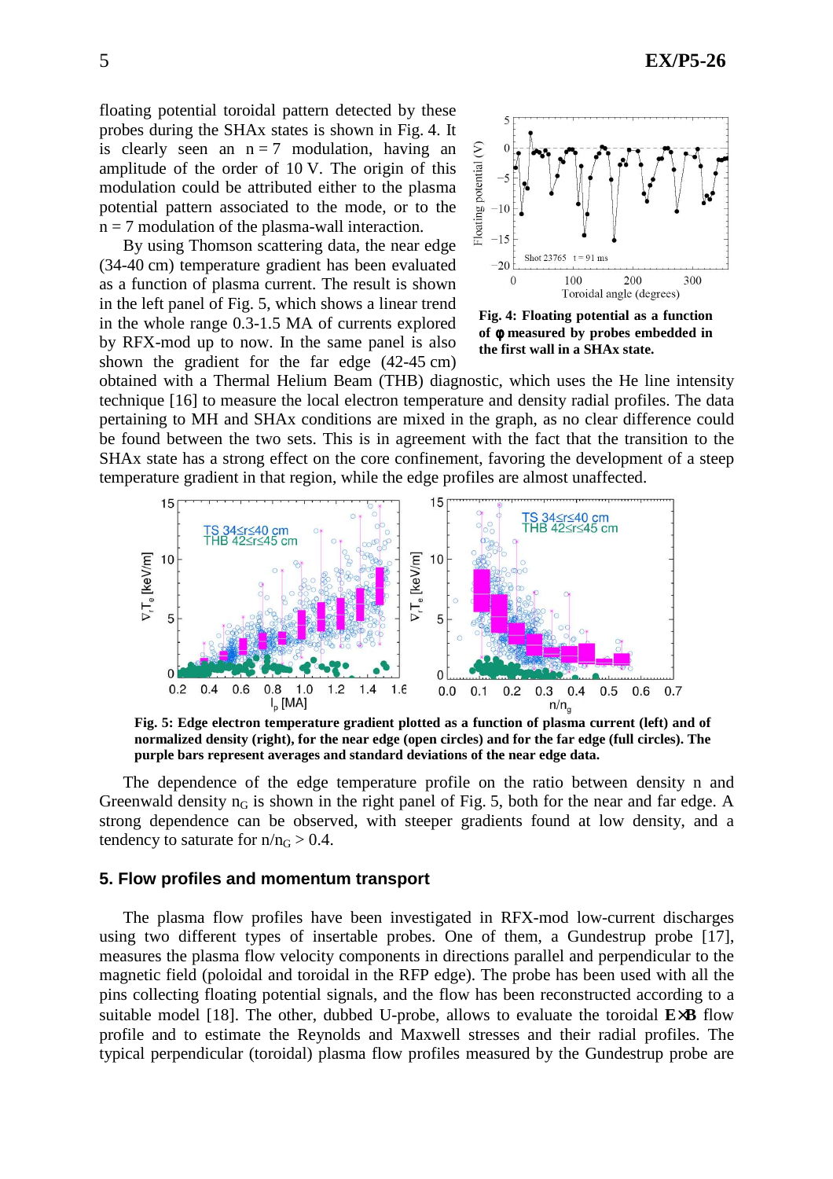floating potential toroidal pattern detected by these probes during the SHAx states is shown in Fig. 4. It is clearly seen an $n = 7$ modulation, having an amplitude of the order of 10 V. The origin of this modulation could be attributed either to the plasma potential pattern associated to the mode, or to the $n = 7$ modulation of the plasma-wall interaction.

By using Thomson scattering data, the near edge (34-40 cm) temperature gradient has been evaluated as a function of plasma current. The result is shown in the left panel of Fig. 5, which shows a linear trend in the whole range 0.3-1.5 MA of currents explored by RFX-mod up to now. In the same panel is also shown the gradient for the far edge (42-45 cm) obtained with a Thermal Helium Beam (THB) diagnostic, which uses the He line intensity technique [16] to measure the local electron temperature and density radial profiles. The data pertaining to MH and SHAx conditions are mixed in the graph, as no clear difference could be found between the two sets. This is in agreement with the fact that the transition to the SHAx state has a strong effect on the core confinement, favoring the development of a steep temperature gradient in that region, while the edge profiles are almost unaffected.

**Fig. 4: Floating potential as a function of φ measured by probes embedded in the first wall in a SHAx state.**

**Fig. 5: Edge electron temperature gradient plotted as a function of plasma current (left) and of normalized density (right), for the near edge (open circles) and for the far edge (full circles). The purple bars represent averages and standard deviations of the near edge data.**

The dependence of the edge temperature profile on the ratio between density n and Greenwald density $n_G$ is shown in the right panel of Fig. 5, both for the near and far edge. A strong dependence can be observed, with steeper gradients found at low density, and a tendency to saturate for $n/n_G > 0.4$.

## 5. Flow profiles and momentum transport

The plasma flow profiles have been investigated in RFX-mod low-current discharges using two different types of insertable probes. One of them, a Gundestrup probe [17], measures the plasma flow velocity components in directions parallel and perpendicular to the magnetic field (poloidal and toroidal in the RFP edge). The probe has been used with all the pins collecting floating potential signals, and the flow has been reconstructed according to a suitable model [18]. The other, dubbed U-probe, allows to evaluate the toroidal **E×B** flow profile and to estimate the Reynolds and Maxwell stresses and their radial profiles. The typical perpendicular (toroidal) plasma flow profiles measured by the Gundestrup probe are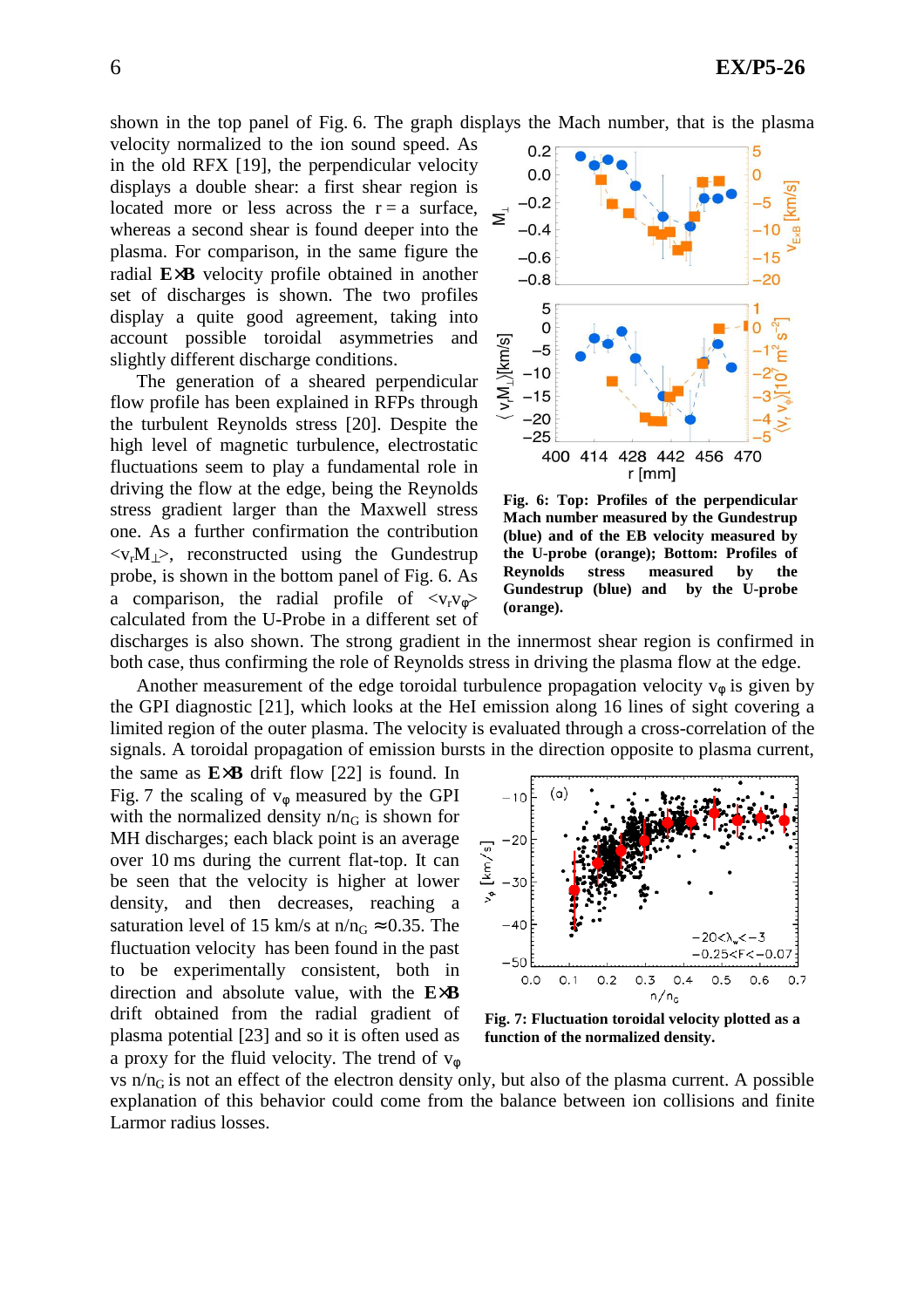shown in the top panel of Fig. 6. The graph displays the Mach number, that is the plasma velocity normalized to the ion sound speed. As in the old RFX [19], the perpendicular velocity displays a double shear: a first shear region is located more or less across the r = a surface, whereas a second shear is found deeper into the plasma. For comparison, in the same figure the radial **E×B** velocity profile obtained in another set of discharges is shown. The two profiles display a quite good agreement, taking into account possible toroidal asymmetries and slightly different discharge conditions.

The generation of a sheared perpendicular flow profile has been explained in RFPs through the turbulent Reynolds stress [20]. Despite the high level of magnetic turbulence, electrostatic fluctuations seem to play a fundamental role in driving the flow at the edge, being the Reynolds stress gradient larger than the Maxwell stress one. As a further confirmation the contribution $<v_r M_\perp>$, reconstructed using the Gundestrup probe, is shown in the bottom panel of Fig. 6. As a comparison, the radial profile of $<v_r v_\varphi>$ calculated from the U-Probe in a different set of discharges is also shown. The strong gradient in the innermost shear region is confirmed in both case, thus confirming the role of Reynolds stress in driving the plasma flow at the edge.

**Fig. 6: Top: Profiles of the perpendicular Mach number measured by the Gundestrup (blue) and of the EB velocity measured by the U-probe (orange); Bottom: Profiles of Reynolds stress measured by the Gundestrup (blue) and by the U-probe (orange).**

Another measurement of the edge toroidal turbulence propagation velocity $v_\varphi$ is given by the GPI diagnostic [21], which looks at the HeI emission along 16 lines of sight covering a limited region of the outer plasma. The velocity is evaluated through a cross-correlation of the signals. A toroidal propagation of emission bursts in the direction opposite to plasma current, the same as **E×B** drift flow [22] is found. In Fig. 7 the scaling of $v_\varphi$ measured by the GPI with the normalized density $n/n_G$ is shown for MH discharges; each black point is an average over 10 ms during the current flat-top. It can be seen that the velocity is higher at lower density, and then decreases, reaching a saturation level of 15 km/s at $n/n_G \approx 0.35$. The fluctuation velocity has been found in the past to be experimentally consistent, both in direction and absolute value, with the **E×B** drift obtained from the radial gradient of plasma potential [23] and so it is often used as a proxy for the fluid velocity. The trend of $v_\varphi$ vs $n/n_G$ is not an effect of the electron density only, but also of the plasma current. A possible explanation of this behavior could come from the balance between ion collisions and finite Larmor radius losses.

**Fig. 7: Fluctuation toroidal velocity plotted as a function of the normalized density.**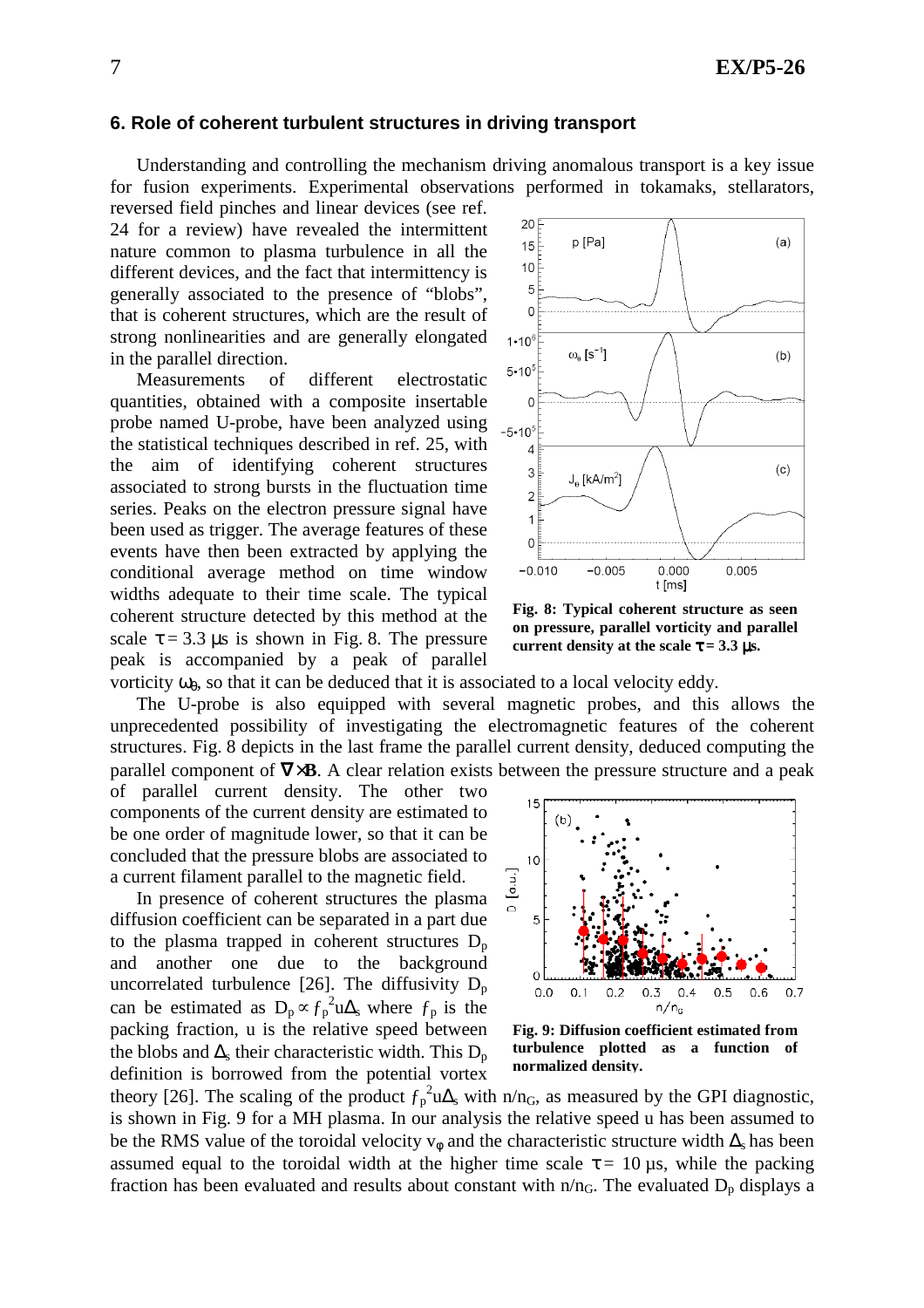## 6. Role of coherent turbulent structures in driving transport

Understanding and controlling the mechanism driving anomalous transport is a key issue for fusion experiments. Experimental observations performed in tokamaks, stellarators, reversed field pinches and linear devices (see ref. 24 for a review) have revealed the intermittent nature common to plasma turbulence in all the different devices, and the fact that intermittency is generally associated to the presence of "blobs", that is coherent structures, which are the result of strong nonlinearities and are generally elongated in the parallel direction.

Measurements of different electrostatic quantities, obtained with a composite insertable probe named U-probe, have been analyzed using the statistical techniques described in ref. 25, with the aim of identifying coherent structures associated to strong bursts in the fluctuation time series. Peaks on the electron pressure signal have been used as trigger. The average features of these events have then been extracted by applying the conditional average method on time window widths adequate to their time scale. The typical coherent structure detected by this method at the scale $\tau = 3.3$ μs is shown in Fig. 8. The pressure peak is accompanied by a peak of parallel vorticity $\omega_\theta$, so that it can be deduced that it is associated to a local velocity eddy.

**Fig. 8: Typical coherent structure as seen on pressure, parallel vorticity and parallel current density at the scale $\tau = 3.3$ μs.**

The U-probe is also equipped with several magnetic probes, and this allows the unprecedented possibility of investigating the electromagnetic features of the coherent structures. Fig. 8 depicts in the last frame the parallel current density, deduced computing the parallel component of $\nabla\times\mathbf{B}$. A clear relation exists between the pressure structure and a peak of parallel current density. The other two components of the current density are estimated to be one order of magnitude lower, so that it can be concluded that the pressure blobs are associated to a current filament parallel to the magnetic field.

In presence of coherent structures the plasma diffusion coefficient can be separated in a part due to the plasma trapped in coherent structures $D_p$ and another one due to the background uncorrelated turbulence [26]. The diffusivity $D_p$ can be estimated as $D_p \propto f_p^2 u \Delta_s$ where $f_p$ is the packing fraction, u is the relative speed between the blobs and $\Delta_s$ their characteristic width. This $D_p$ definition is borrowed from the potential vortex theory [26]. The scaling of the product $f_p^2 u \Delta_s$ with $n/n_G$, as measured by the GPI diagnostic, is shown in Fig. 9 for a MH plasma. In our analysis the relative speed u has been assumed to be the RMS value of the toroidal velocity $v_\phi$ and the characteristic structure width $\Delta_s$ has been assumed equal to the toroidal width at the higher time scale $\tau = 10$ μs, while the packing fraction has been evaluated and results about constant with $n/n_G$. The evaluated $D_p$ displays a

**Fig. 9: Diffusion coefficient estimated from turbulence plotted as a function of normalized density.**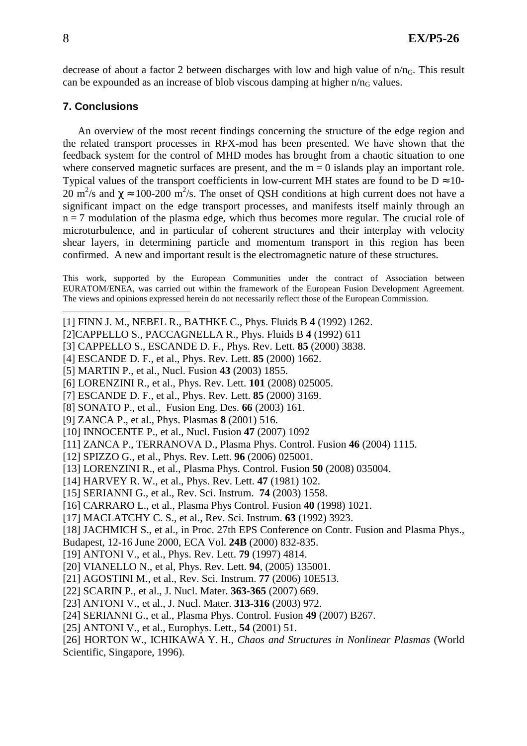decrease of about a factor 2 between discharges with low and high value of $n/n_G$. This result can be expounded as an increase of blob viscous damping at higher $n/n_G$ values.

## 7. Conclusions

An overview of the most recent findings concerning the structure of the edge region and the related transport processes in RFX-mod has been presented. We have shown that the feedback system for the control of MHD modes has brought from a chaotic situation to one where conserved magnetic surfaces are present, and the $m = 0$ islands play an important role. Typical values of the transport coefficients in low-current MH states are found to be $D \approx 10$-$20\ m^2/s$ and $\chi \approx 100$-$200\ m^2/s$. The onset of QSH conditions at high current does not have a significant impact on the edge transport processes, and manifests itself mainly through an $n = 7$ modulation of the plasma edge, which thus becomes more regular. The crucial role of microturbulence, and in particular of coherent structures and their interplay with velocity shear layers, in determining particle and momentum transport in this region has been confirmed. A new and important result is the electromagnetic nature of these structures.

This work, supported by the European Communities under the contract of Association between EURATOM/ENEA, was carried out within the framework of the European Fusion Development Agreement. The views and opinions expressed herein do not necessarily reflect those of the European Commission.

---

[1] FINN J. M., NEBEL R., BATHKE C., Phys. Fluids B **4** (1992) 1262.
[2]CAPPELLO S., PACCAGNELLA R., Phys. Fluids B **4** (1992) 611
[3] CAPPELLO S., ESCANDE D. F., Phys. Rev. Lett. **85** (2000) 3838.
[4] ESCANDE D. F., et al., Phys. Rev. Lett. **85** (2000) 1662.
[5] MARTIN P., et al., Nucl. Fusion **43** (2003) 1855.
[6] LORENZINI R., et al., Phys. Rev. Lett. **101** (2008) 025005.
[7] ESCANDE D. F., et al., Phys. Rev. Lett. **85** (2000) 3169.
[8] SONATO P., et al., Fusion Eng. Des. **66** (2003) 161.
[9] ZANCA P., et al., Phys. Plasmas **8** (2001) 516.
[10] INNOCENTE P., et al., Nucl. Fusion **47** (2007) 1092
[11] ZANCA P., TERRANOVA D., Plasma Phys. Control. Fusion **46** (2004) 1115.
[12] SPIZZO G., et al., Phys. Rev. Lett. **96** (2006) 025001.
[13] LORENZINI R., et al., Plasma Phys. Control. Fusion **50** (2008) 035004.
[14] HARVEY R. W., et al., Phys. Rev. Lett. **47** (1981) 102.
[15] SERIANNI G., et al., Rev. Sci. Instrum. **74** (2003) 1558.
[16] CARRARO L., et al., Plasma Phys Control. Fusion **40** (1998) 1021.
[17] MACLATCHY C. S., et al., Rev. Sci. Instrum. **63** (1992) 3923.
[18] JACHMICH S., et al., in Proc. 27th EPS Conference on Contr. Fusion and Plasma Phys., Budapest, 12-16 June 2000, ECA Vol. **24B** (2000) 832-835.
[19] ANTONI V., et al., Phys. Rev. Lett. **79** (1997) 4814.
[20] VIANELLO N., et al, Phys. Rev. Lett. **94**, (2005) 135001.
[21] AGOSTINI M., et al., Rev. Sci. Instrum. **77** (2006) 10E513.
[22] SCARIN P., et al., J. Nucl. Mater. **363-365** (2007) 669.
[23] ANTONI V., et al., J. Nucl. Mater. **313-316** (2003) 972.
[24] SERIANNI G., et al., Plasma Phys. Control. Fusion **49** (2007) B267.
[25] ANTONI V., et al., Europhys. Lett., **54** (2001) 51.
[26] HORTON W., ICHIKAWA Y. H., *Chaos and Structures in Nonlinear Plasmas* (World Scientific, Singapore, 1996).